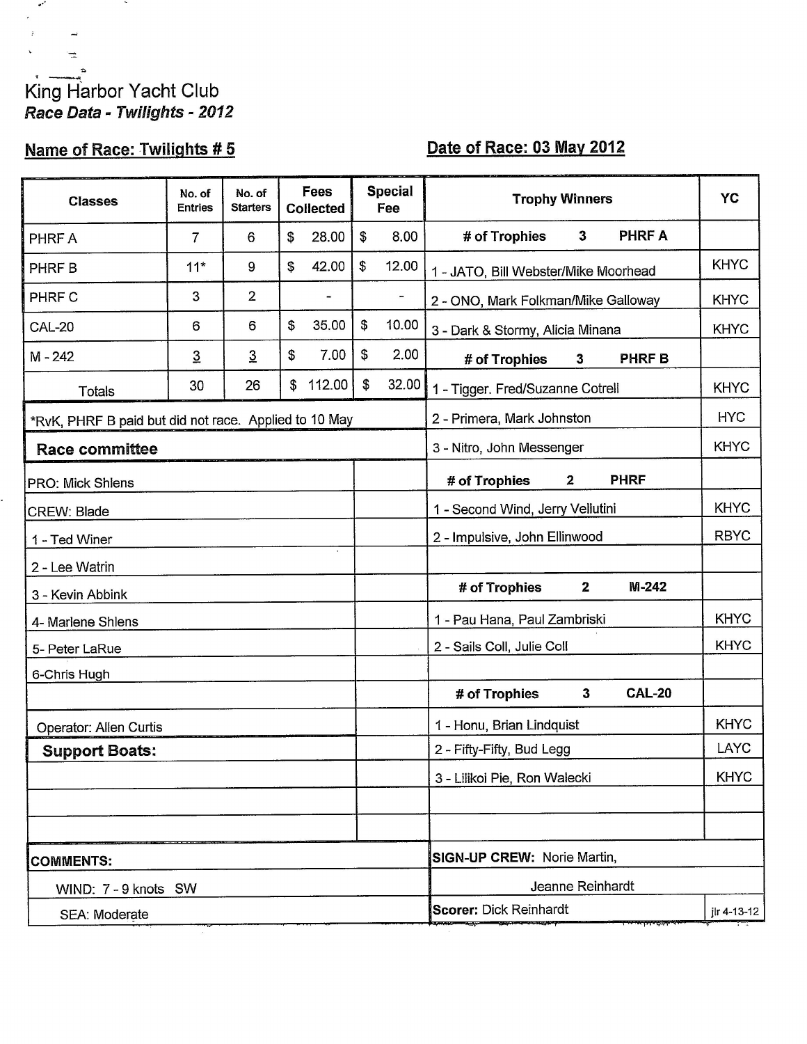King Harbor Yacht Club

*Race Data - Twilights - 2012*

**Name of Race: Twilights # 5** **Date of Race: 03 May 2012**

| Classes | No. of Entries | No. of Starters | Fees Collected | Special Fee |
|---|---|---|---|---|
| PHRF A | 7 | 6 | $ 28.00 | $ 8.00 |
| PHRF B | 11* | 9 | $ 42.00 | $ 12.00 |
| PHRF C | 3 | 2 | - | - |
| CAL-20 | 6 | 6 | $ 35.00 | $ 10.00 |
| M - 242 | 3 | 3 | $ 7.00 | $ 2.00 |
| Totals | 30 | 26 | $ 112.00 | $ 32.00 |

*RvK, PHRF B paid but did not race. Applied to 10 May

**Race committee**

PRO: Mick Shlens

CREW: Blade

1 - Ted Winer

2 - Lee Watrin

3 - Kevin Abbink

4- Marlene Shlens

5- Peter LaRue

6-Chris Hugh

Operator: Allen Curtis

**Support Boats:**

| Trophy Winners | YC |
|---|---|
| **# of Trophies 3 PHRF A** | |
| 1 - JATO, Bill Webster/Mike Moorhead | KHYC |
| 2 - ONO, Mark Folkman/Mike Galloway | KHYC |
| 3 - Dark & Stormy, Alicia Minana | KHYC |
| **# of Trophies 3 PHRF B** | |
| 1 - Tigger. Fred/Suzanne Cotrell | KHYC |
| 2 - Primera, Mark Johnston | HYC |
| 3 - Nitro, John Messenger | KHYC |
| **# of Trophies 2 PHRF** | |
| 1 - Second Wind, Jerry Vellutini | KHYC |
| 2 - Impulsive, John Ellinwood | RBYC |
| **# of Trophies 2 M-242** | |
| 1 - Pau Hana, Paul Zambriski | KHYC |
| 2 - Sails Coll, Julie Coll | KHYC |
| **# of Trophies 3 CAL-20** | |
| 1 - Honu, Brian Lindquist | KHYC |
| 2 - Fifty-Fifty, Bud Legg | LAYC |
| 3 - Lilikoi Pie, Ron Walecki | KHYC |

**COMMENTS:**

WIND: 7 - 9 knots SW

SEA: Moderate

**SIGN-UP CREW:** Norie Martin,

Jeanne Reinhardt

**Scorer:** Dick Reinhardt

jlr 4-13-12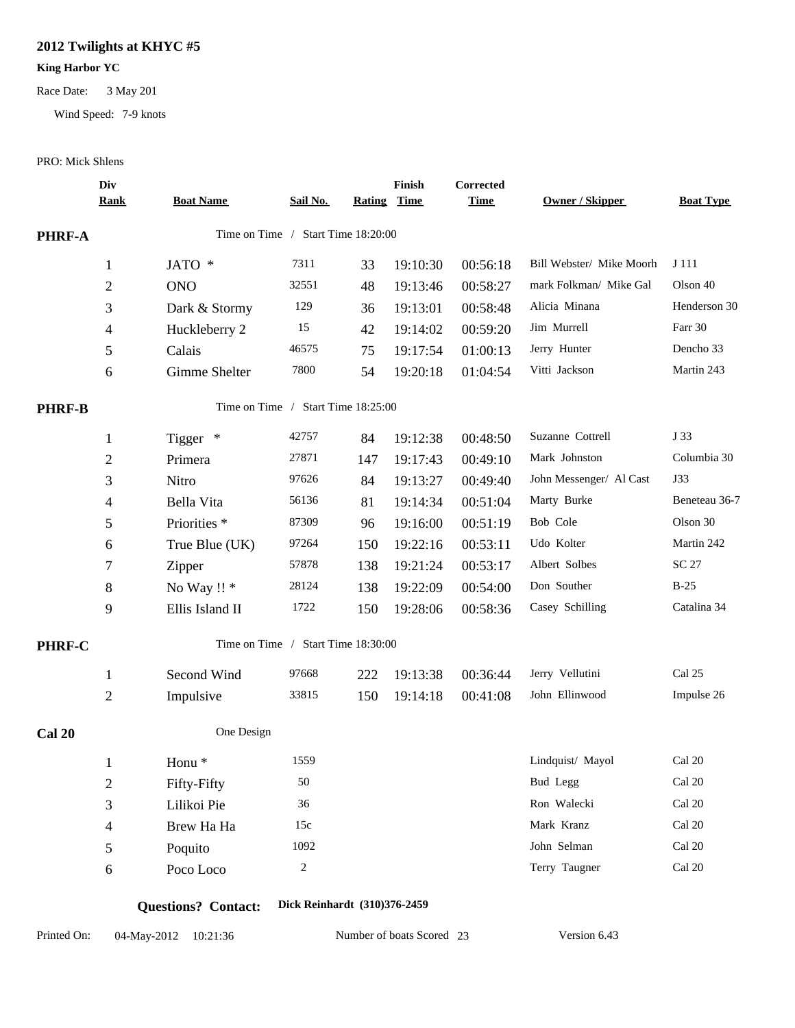## 2012 Twilights at KHYC #5

**King Harbor YC**

Race Date: 3 May 201

Wind Speed: 7-9 knots

PRO: Mick Shlens

| | Div Rank | Boat Name | Sail No. | Rating | Finish Time | Corrected Time | Owner / Skipper | Boat Type |
|---|---|---|---|---|---|---|---|---|
| **PHRF-A** | | Time on Time / Start Time 18:20:00 | | | | | | |
| | 1 | JATO * | 7311 | 33 | 19:10:30 | 00:56:18 | Bill Webster/ Mike Moorh | J 111 |
| | 2 | ONO | 32551 | 48 | 19:13:46 | 00:58:27 | mark Folkman/ Mike Gal | Olson 40 |
| | 3 | Dark & Stormy | 129 | 36 | 19:13:01 | 00:58:48 | Alicia Minana | Henderson 30 |
| | 4 | Huckleberry 2 | 15 | 42 | 19:14:02 | 00:59:20 | Jim Murrell | Farr 30 |
| | 5 | Calais | 46575 | 75 | 19:17:54 | 01:00:13 | Jerry Hunter | Dencho 33 |
| | 6 | Gimme Shelter | 7800 | 54 | 19:20:18 | 01:04:54 | Vitti Jackson | Martin 243 |
| **PHRF-B** | | Time on Time / Start Time 18:25:00 | | | | | | |
| | 1 | Tigger * | 42757 | 84 | 19:12:38 | 00:48:50 | Suzanne Cottrell | J 33 |
| | 2 | Primera | 27871 | 147 | 19:17:43 | 00:49:10 | Mark Johnston | Columbia 30 |
| | 3 | Nitro | 97626 | 84 | 19:13:27 | 00:49:40 | John Messenger/ Al Cast | J33 |
| | 4 | Bella Vita | 56136 | 81 | 19:14:34 | 00:51:04 | Marty Burke | Beneteau 36-7 |
| | 5 | Priorities * | 87309 | 96 | 19:16:00 | 00:51:19 | Bob Cole | Olson 30 |
| | 6 | True Blue (UK) | 97264 | 150 | 19:22:16 | 00:53:11 | Udo Kolter | Martin 242 |
| | 7 | Zipper | 57878 | 138 | 19:21:24 | 00:53:17 | Albert Solbes | SC 27 |
| | 8 | No Way !! * | 28124 | 138 | 19:22:09 | 00:54:00 | Don Souther | B-25 |
| | 9 | Ellis Island II | 1722 | 150 | 19:28:06 | 00:58:36 | Casey Schilling | Catalina 34 |
| **PHRF-C** | | Time on Time / Start Time 18:30:00 | | | | | | |
| | 1 | Second Wind | 97668 | 222 | 19:13:38 | 00:36:44 | Jerry Vellutini | Cal 25 |
| | 2 | Impulsive | 33815 | 150 | 19:14:18 | 00:41:08 | John Ellinwood | Impulse 26 |
| **Cal 20** | | One Design | | | | | | |
| | 1 | Honu * | 1559 | | | | Lindquist/ Mayol | Cal 20 |
| | 2 | Fifty-Fifty | 50 | | | | Bud Legg | Cal 20 |
| | 3 | Lilikoi Pie | 36 | | | | Ron Walecki | Cal 20 |
| | 4 | Brew Ha Ha | 15c | | | | Mark Kranz | Cal 20 |
| | 5 | Poquito | 1092 | | | | John Selman | Cal 20 |
| | 6 | Poco Loco | 2 | | | | Terry Taugner | Cal 20 |

**Questions? Contact:** **Dick Reinhardt (310)376-2459**

Printed On: 04-May-2012 10:21:36 Number of boats Scored 23 Version 6.43